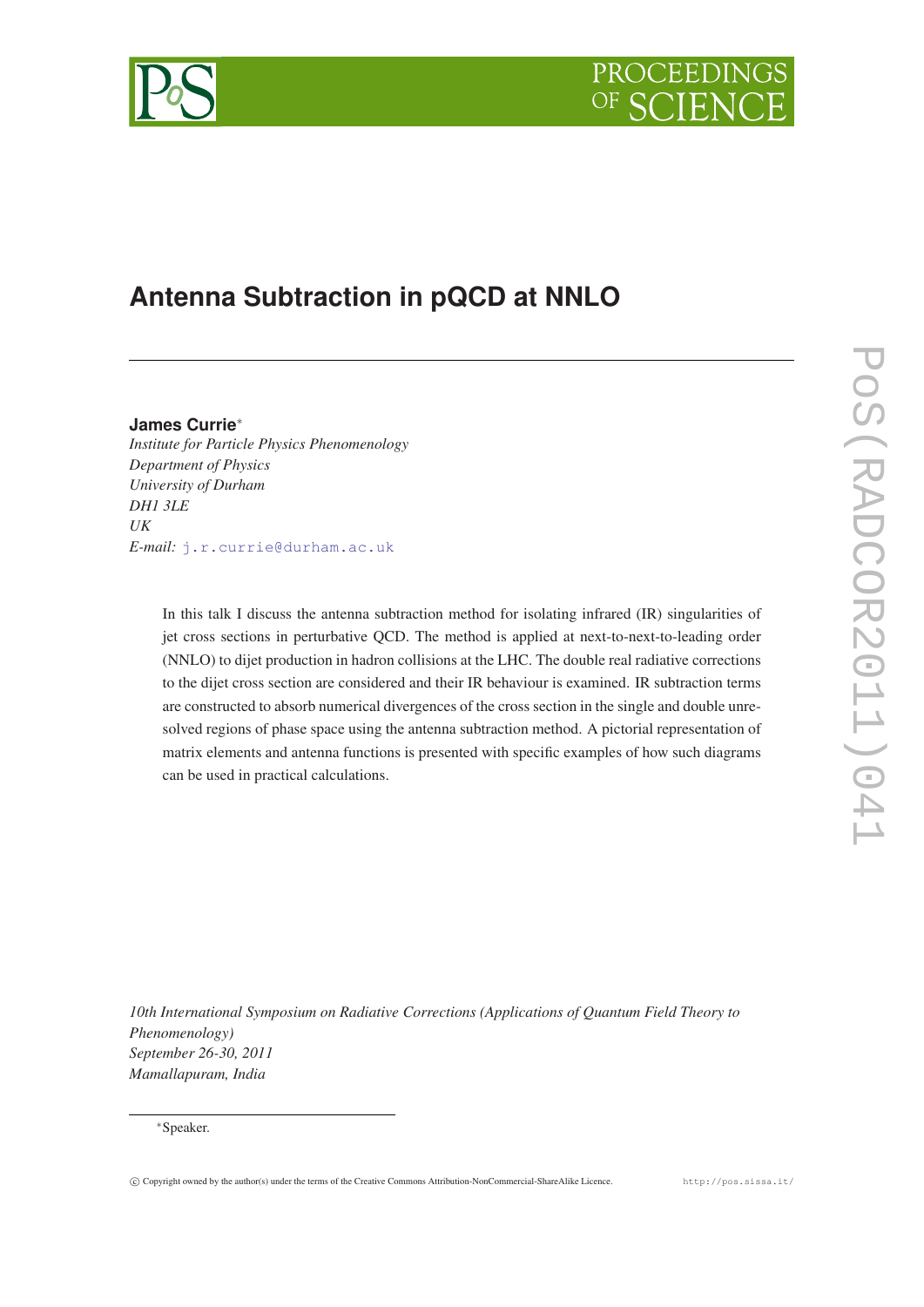# Antenna Subtraction in pQCD at NNLO

**James Currie**[*]

*Institute for Particle Physics Phenomenology*
*Department of Physics*
*University of Durham*
*DH1 3LE*
*UK*
*E-mail:* j.r.currie@durham.ac.uk

In this talk I discuss the antenna subtraction method for isolating infrared (IR) singularities of jet cross sections in perturbative QCD. The method is applied at next-to-next-to-leading order (NNLO) to dijet production in hadron collisions at the LHC. The double real radiative corrections to the dijet cross section are considered and their IR behaviour is examined. IR subtraction terms are constructed to absorb numerical divergences of the cross section in the single and double unresolved regions of phase space using the antenna subtraction method. A pictorial representation of matrix elements and antenna functions is presented with specific examples of how such diagrams can be used in practical calculations.

*10th International Symposium on Radiative Corrections (Applications of Quantum Field Theory to Phenomenology)*
*September 26-30, 2011*
*Mamallapuram, India*

[*]Speaker.

© Copyright owned by the author(s) under the terms of the Creative Commons Attribution-NonCommercial-ShareAlike Licence. http://pos.sissa.it/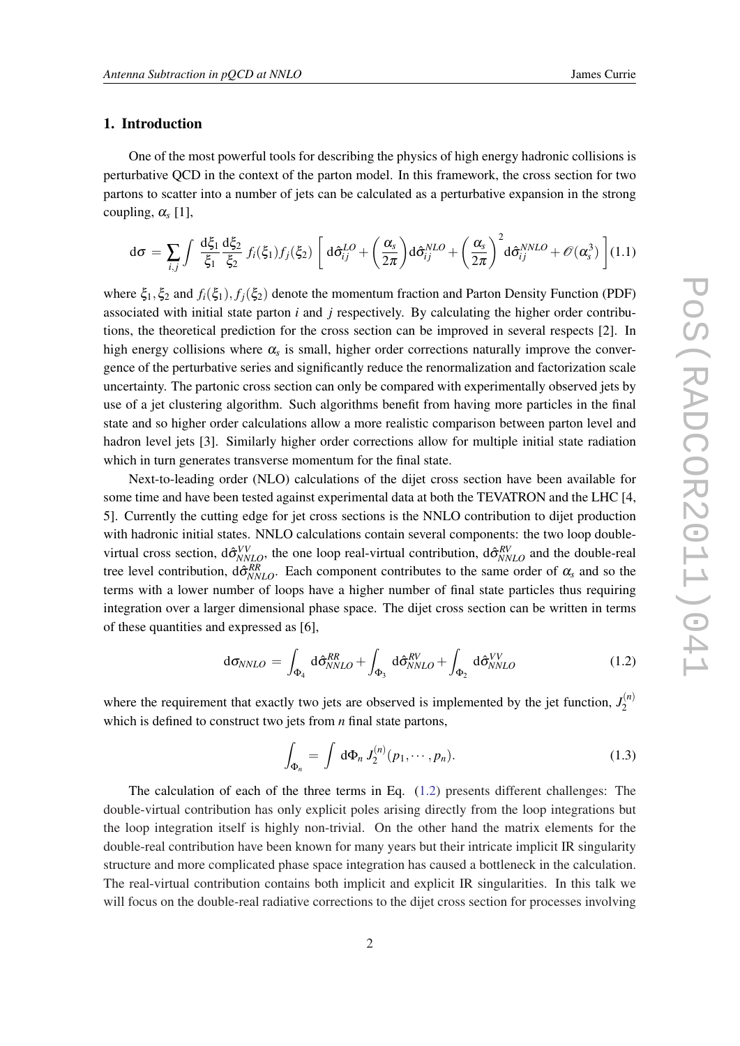## 1. Introduction

One of the most powerful tools for describing the physics of high energy hadronic collisions is perturbative QCD in the context of the parton model. In this framework, the cross section for two partons to scatter into a number of jets can be calculated as a perturbative expansion in the strong coupling, $\alpha_s$ [1],

$$
\mathrm{d}\sigma = \sum_{i,j} \int \frac{\mathrm{d}\xi_1}{\xi_1}\frac{\mathrm{d}\xi_2}{\xi_2} f_i(\xi_1) f_j(\xi_2) \left[ \mathrm{d}\hat{\sigma}_{ij}^{LO} + \left(\frac{\alpha_s}{2\pi}\right)\mathrm{d}\hat{\sigma}_{ij}^{NLO} + \left(\frac{\alpha_s}{2\pi}\right)^2 \mathrm{d}\hat{\sigma}_{ij}^{NNLO} + \mathscr{O}(\alpha_s^3) \right] \tag{1.1}
$$

where $\xi_1, \xi_2$ and $f_i(\xi_1), f_j(\xi_2)$ denote the momentum fraction and Parton Density Function (PDF) associated with initial state parton $i$ and $j$ respectively. By calculating the higher order contributions, the theoretical prediction for the cross section can be improved in several respects [2]. In high energy collisions where $\alpha_s$ is small, higher order corrections naturally improve the convergence of the perturbative series and significantly reduce the renormalization and factorization scale uncertainty. The partonic cross section can only be compared with experimentally observed jets by use of a jet clustering algorithm. Such algorithms benefit from having more particles in the final state and so higher order calculations allow a more realistic comparison between parton level and hadron level jets [3]. Similarly higher order corrections allow for multiple initial state radiation which in turn generates transverse momentum for the final state.

Next-to-leading order (NLO) calculations of the dijet cross section have been available for some time and have been tested against experimental data at both the TEVATRON and the LHC [4, 5]. Currently the cutting edge for jet cross sections is the NNLO contribution to dijet production with hadronic initial states. NNLO calculations contain several components: the two loop double-virtual cross section, $\mathrm{d}\hat{\sigma}_{NNLO}^{VV}$, the one loop real-virtual contribution, $\mathrm{d}\hat{\sigma}_{NNLO}^{RV}$ and the double-real tree level contribution, $\mathrm{d}\hat{\sigma}_{NNLO}^{RR}$. Each component contributes to the same order of $\alpha_s$ and so the terms with a lower number of loops have a higher number of final state particles thus requiring integration over a larger dimensional phase space. The dijet cross section can be written in terms of these quantities and expressed as [6],

$$
\mathrm{d}\sigma_{NNLO} = \int_{\Phi_4} \mathrm{d}\hat{\sigma}_{NNLO}^{RR} + \int_{\Phi_3} \mathrm{d}\hat{\sigma}_{NNLO}^{RV} + \int_{\Phi_2} \mathrm{d}\hat{\sigma}_{NNLO}^{VV} \tag{1.2}
$$

where the requirement that exactly two jets are observed is implemented by the jet function, $J_2^{(n)}$ which is defined to construct two jets from $n$ final state partons,

$$
\int_{\Phi_n} = \int \mathrm{d}\Phi_n \, J_2^{(n)}(p_1, \cdots, p_n). \tag{1.3}
$$

The calculation of each of the three terms in Eq. (1.2) presents different challenges: The double-virtual contribution has only explicit poles arising directly from the loop integrations but the loop integration itself is highly non-trivial. On the other hand the matrix elements for the double-real contribution have been known for many years but their intricate implicit IR singularity structure and more complicated phase space integration has caused a bottleneck in the calculation. The real-virtual contribution contains both implicit and explicit IR singularities. In this talk we will focus on the double-real radiative corrections to the dijet cross section for processes involving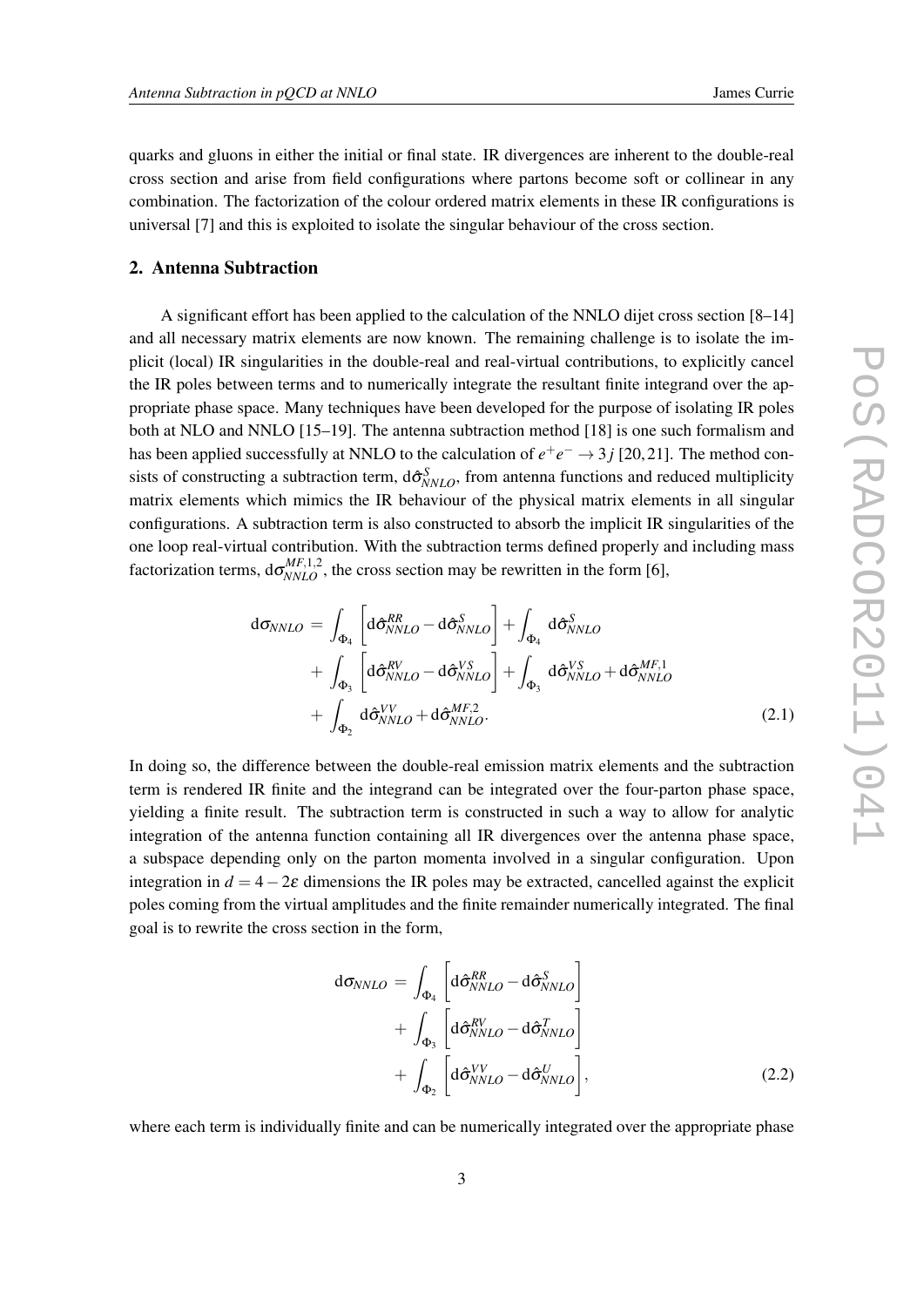quarks and gluons in either the initial or final state. IR divergences are inherent to the double-real cross section and arise from field configurations where partons become soft or collinear in any combination. The factorization of the colour ordered matrix elements in these IR configurations is universal [7] and this is exploited to isolate the singular behaviour of the cross section.

## 2. Antenna Subtraction

A significant effort has been applied to the calculation of the NNLO dijet cross section [8–14] and all necessary matrix elements are now known. The remaining challenge is to isolate the implicit (local) IR singularities in the double-real and real-virtual contributions, to explicitly cancel the IR poles between terms and to numerically integrate the resultant finite integrand over the appropriate phase space. Many techniques have been developed for the purpose of isolating IR poles both at NLO and NNLO [15–19]. The antenna subtraction method [18] is one such formalism and has been applied successfully at NNLO to the calculation of $e^+e^- \to 3j$ [20, 21]. The method consists of constructing a subtraction term, $\mathrm{d}\hat{\sigma}^{S}_{NNLO}$, from antenna functions and reduced multiplicity matrix elements which mimics the IR behaviour of the physical matrix elements in all singular configurations. A subtraction term is also constructed to absorb the implicit IR singularities of the one loop real-virtual contribution. With the subtraction terms defined properly and including mass factorization terms, $\mathrm{d}\sigma^{MF,1,2}_{NNLO}$, the cross section may be rewritten in the form [6],

$$
\begin{aligned}
\mathrm{d}\sigma_{NNLO} \;=\; & \int_{\Phi_4} \left[\mathrm{d}\hat{\sigma}^{RR}_{NNLO} - \mathrm{d}\hat{\sigma}^{S}_{NNLO}\right] + \int_{\Phi_4} \mathrm{d}\hat{\sigma}^{S}_{NNLO} \\
&+ \int_{\Phi_3} \left[\mathrm{d}\hat{\sigma}^{RV}_{NNLO} - \mathrm{d}\hat{\sigma}^{VS}_{NNLO}\right] + \int_{\Phi_3} \mathrm{d}\hat{\sigma}^{VS}_{NNLO} + \mathrm{d}\hat{\sigma}^{MF,1}_{NNLO} \\
&+ \int_{\Phi_2} \mathrm{d}\hat{\sigma}^{VV}_{NNLO} + \mathrm{d}\hat{\sigma}^{MF,2}_{NNLO}.
\end{aligned}
\tag{2.1}
$$

In doing so, the difference between the double-real emission matrix elements and the subtraction term is rendered IR finite and the integrand can be integrated over the four-parton phase space, yielding a finite result. The subtraction term is constructed in such a way to allow for analytic integration of the antenna function containing all IR divergences over the antenna phase space, a subspace depending only on the parton momenta involved in a singular configuration. Upon integration in $d = 4 - 2\varepsilon$ dimensions the IR poles may be extracted, cancelled against the explicit poles coming from the virtual amplitudes and the finite remainder numerically integrated. The final goal is to rewrite the cross section in the form,

$$
\begin{aligned}
\mathrm{d}\sigma_{NNLO} \;=\; & \int_{\Phi_4} \left[\mathrm{d}\hat{\sigma}^{RR}_{NNLO} - \mathrm{d}\hat{\sigma}^{S}_{NNLO}\right] \\
&+ \int_{\Phi_3} \left[\mathrm{d}\hat{\sigma}^{RV}_{NNLO} - \mathrm{d}\hat{\sigma}^{T}_{NNLO}\right] \\
&+ \int_{\Phi_2} \left[\mathrm{d}\hat{\sigma}^{VV}_{NNLO} - \mathrm{d}\hat{\sigma}^{U}_{NNLO}\right],
\end{aligned}
\tag{2.2}
$$

where each term is individually finite and can be numerically integrated over the appropriate phase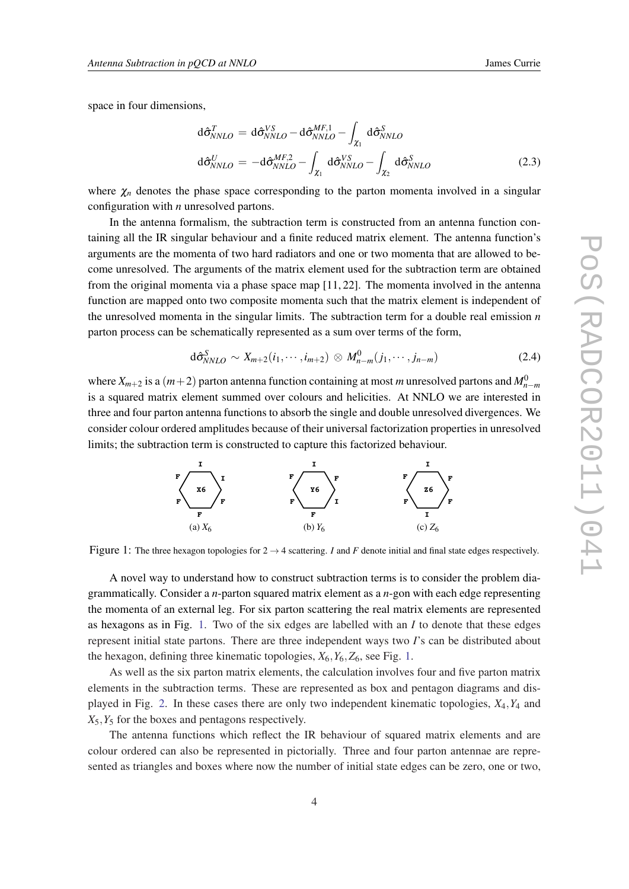space in four dimensions,

$$
\begin{aligned}
\mathrm{d}\hat{\sigma}^{T}_{NNLO} &= \mathrm{d}\hat{\sigma}^{VS}_{NNLO} - \mathrm{d}\hat{\sigma}^{MF,1}_{NNLO} - \int_{\chi_1} \mathrm{d}\hat{\sigma}^{S}_{NNLO} \\
\mathrm{d}\hat{\sigma}^{U}_{NNLO} &= -\mathrm{d}\hat{\sigma}^{MF,2}_{NNLO} - \int_{\chi_1} \mathrm{d}\hat{\sigma}^{VS}_{NNLO} - \int_{\chi_2} \mathrm{d}\hat{\sigma}^{S}_{NNLO}
\end{aligned} \tag{2.3}
$$

where $\chi_n$ denotes the phase space corresponding to the parton momenta involved in a singular configuration with $n$ unresolved partons.

In the antenna formalism, the subtraction term is constructed from an antenna function containing all the IR singular behaviour and a finite reduced matrix element. The antenna function's arguments are the momenta of two hard radiators and one or two momenta that are allowed to become unresolved. The arguments of the matrix element used for the subtraction term are obtained from the original momenta via a phase space map [11, 22]. The momenta involved in the antenna function are mapped onto two composite momenta such that the matrix element is independent of the unresolved momenta in the singular limits. The subtraction term for a double real emission $n$ parton process can be schematically represented as a sum over terms of the form,

$$
\mathrm{d}\hat{\sigma}^{S}_{NNLO} \sim X_{m+2}(i_1,\cdots,i_{m+2}) \otimes M^{0}_{n-m}(j_1,\cdots,j_{n-m}) \tag{2.4}
$$

where $X_{m+2}$ is a $(m+2)$ parton antenna function containing at most $m$ unresolved partons and $M^0_{n-m}$ is a squared matrix element summed over colours and helicities. At NNLO we are interested in three and four parton antenna functions to absorb the single and double unresolved divergences. We consider colour ordered amplitudes because of their universal factorization properties in unresolved limits; the subtraction term is constructed to capture this factorized behaviour.

(a) $X_6$ (b) $Y_6$ (c) $Z_6$

Figure 1: The three hexagon topologies for $2 \to 4$ scattering. $I$ and $F$ denote initial and final state edges respectively.

A novel way to understand how to construct subtraction terms is to consider the problem diagrammatically. Consider a $n$-parton squared matrix element as a $n$-gon with each edge representing the momenta of an external leg. For six parton scattering the real matrix elements are represented as hexagons as in Fig. 1. Two of the six edges are labelled with an $I$ to denote that these edges represent initial state partons. There are three independent ways two $I$'s can be distributed about the hexagon, defining three kinematic topologies, $X_6, Y_6, Z_6$, see Fig. 1.

As well as the six parton matrix elements, the calculation involves four and five parton matrix elements in the subtraction terms. These are represented as box and pentagon diagrams and displayed in Fig. 2. In these cases there are only two independent kinematic topologies, $X_4, Y_4$ and $X_5, Y_5$ for the boxes and pentagons respectively.

The antenna functions which reflect the IR behaviour of squared matrix elements and are colour ordered can also be represented in pictorially. Three and four parton antennae are represented as triangles and boxes where now the number of initial state edges can be zero, one or two,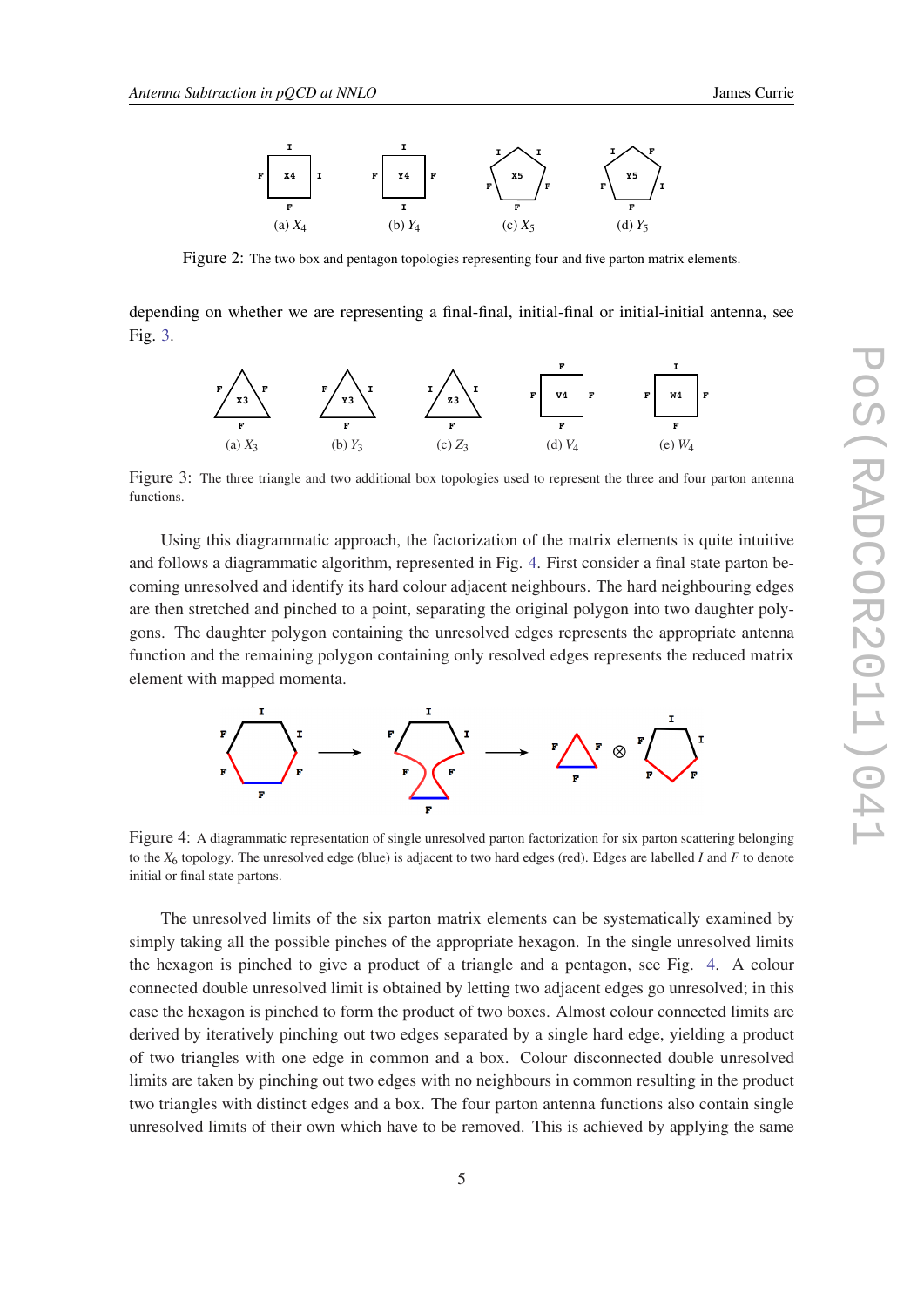Figure 2: The two box and pentagon topologies representing four and five parton matrix elements.

depending on whether we are representing a final-final, initial-final or initial-initial antenna, see Fig. 3.

Figure 3: The three triangle and two additional box topologies used to represent the three and four parton antenna functions.

Using this diagrammatic approach, the factorization of the matrix elements is quite intuitive and follows a diagrammatic algorithm, represented in Fig. 4. First consider a final state parton becoming unresolved and identify its hard colour adjacent neighbours. The hard neighbouring edges are then stretched and pinched to a point, separating the original polygon into two daughter polygons. The daughter polygon containing the unresolved edges represents the appropriate antenna function and the remaining polygon containing only resolved edges represents the reduced matrix element with mapped momenta.

Figure 4: A diagrammatic representation of single unresolved parton factorization for six parton scattering belonging to the $X_6$ topology. The unresolved edge (blue) is adjacent to two hard edges (red). Edges are labelled $I$ and $F$ to denote initial or final state partons.

The unresolved limits of the six parton matrix elements can be systematically examined by simply taking all the possible pinches of the appropriate hexagon. In the single unresolved limits the hexagon is pinched to give a product of a triangle and a pentagon, see Fig. 4. A colour connected double unresolved limit is obtained by letting two adjacent edges go unresolved; in this case the hexagon is pinched to form the product of two boxes. Almost colour connected limits are derived by iteratively pinching out two edges separated by a single hard edge, yielding a product of two triangles with one edge in common and a box. Colour disconnected double unresolved limits are taken by pinching out two edges with no neighbours in common resulting in the product two triangles with distinct edges and a box. The four parton antenna functions also contain single unresolved limits of their own which have to be removed. This is achieved by applying the same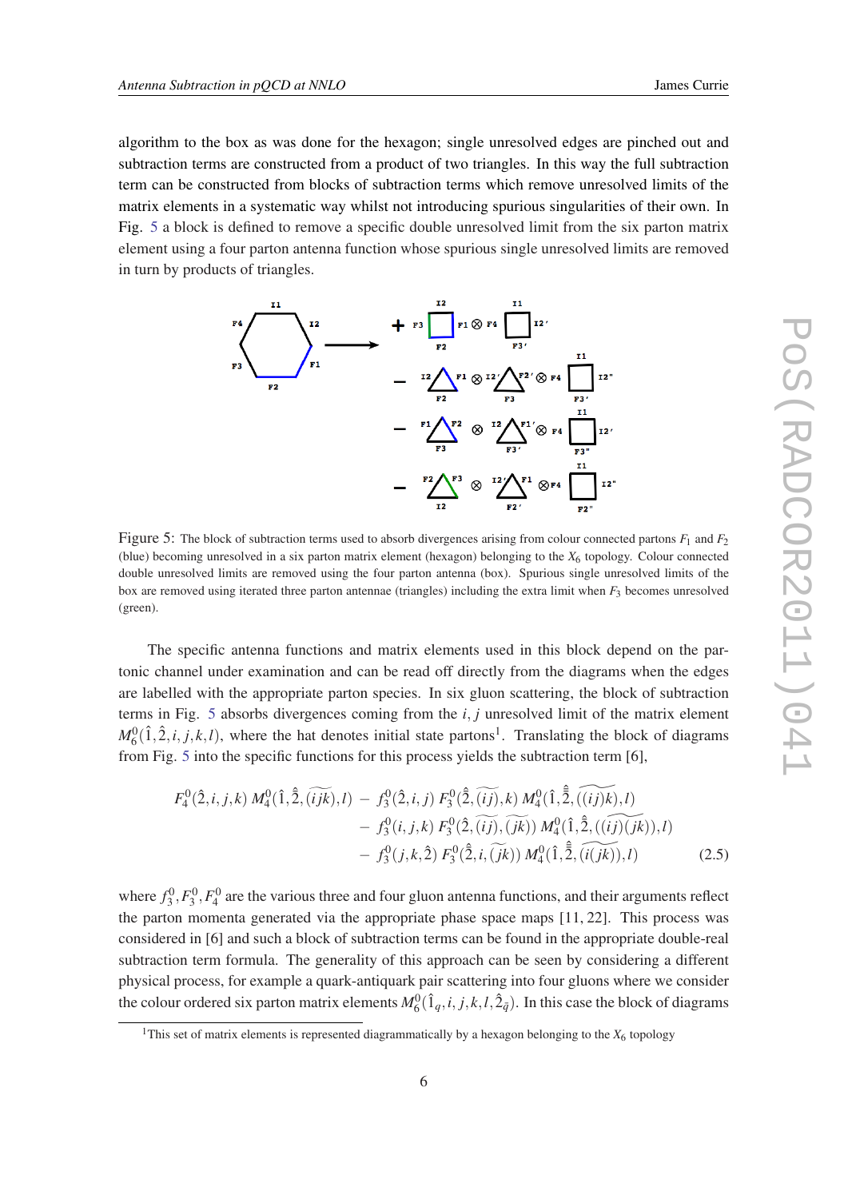algorithm to the box as was done for the hexagon; single unresolved edges are pinched out and subtraction terms are constructed from a product of two triangles. In this way the full subtraction term can be constructed from blocks of subtraction terms which remove unresolved limits of the matrix elements in a systematic way whilst not introducing spurious singularities of their own. In Fig. 5 a block is defined to remove a specific double unresolved limit from the six parton matrix element using a four parton antenna function whose spurious single unresolved limits are removed in turn by products of triangles.

Figure 5: The block of subtraction terms used to absorb divergences arising from colour connected partons $F_1$ and $F_2$ (blue) becoming unresolved in a six parton matrix element (hexagon) belonging to the $X_6$ topology. Colour connected double unresolved limits are removed using the four parton antenna (box). Spurious single unresolved limits of the box are removed using iterated three parton antennae (triangles) including the extra limit when $F_3$ becomes unresolved (green).

The specific antenna functions and matrix elements used in this block depend on the partonic channel under examination and can be read off directly from the diagrams when the edges are labelled with the appropriate parton species. In six gluon scattering, the block of subtraction terms in Fig. 5 absorbs divergences coming from the $i, j$ unresolved limit of the matrix element $M_6^0(\hat{1},\hat{2},i,j,k,l)$, where the hat denotes initial state partons[1]. Translating the block of diagrams from Fig. 5 into the specific functions for this process yields the subtraction term [6],

$$
\begin{aligned}
F_4^0(\hat{2},i,j,k)\, M_4^0(\hat{1},\hat{\bar{2}},\widetilde{(ijk)},l) \;-\; & f_3^0(\hat{2},i,j)\, F_3^0(\hat{\bar{2}},\widetilde{(ij)},k)\, M_4^0(\hat{1},\hat{\bar{\bar{2}}},\widetilde{(\widetilde{(ij)}k)},l) \\
-\; & f_3^0(i,j,k)\, F_3^0(\hat{2},\widetilde{(ij)},\widetilde{(jk)})\, M_4^0(\hat{1},\hat{\bar{2}},(\widetilde{\widetilde{(ij)}\widetilde{(jk)}}),l) \\
-\; & f_3^0(j,k,\hat{2})\, F_3^0(\hat{\bar{2}},i,\widetilde{(jk)})\, M_4^0(\hat{1},\hat{\bar{\bar{2}}},\widetilde{(i\widetilde{(jk)})},l) \qquad (2.5)
\end{aligned}
$$

where $f_3^0, F_3^0, F_4^0$ are the various three and four gluon antenna functions, and their arguments reflect the parton momenta generated via the appropriate phase space maps [11, 22]. This process was considered in [6] and such a block of subtraction terms can be found in the appropriate double-real subtraction term formula. The generality of this approach can be seen by considering a different physical process, for example a quark-antiquark pair scattering into four gluons where we consider the colour ordered six parton matrix elements $M_6^0(\hat{1}_q,i,j,k,l,\hat{2}_{\bar{q}})$. In this case the block of diagrams

[1] This set of matrix elements is represented diagrammatically by a hexagon belonging to the $X_6$ topology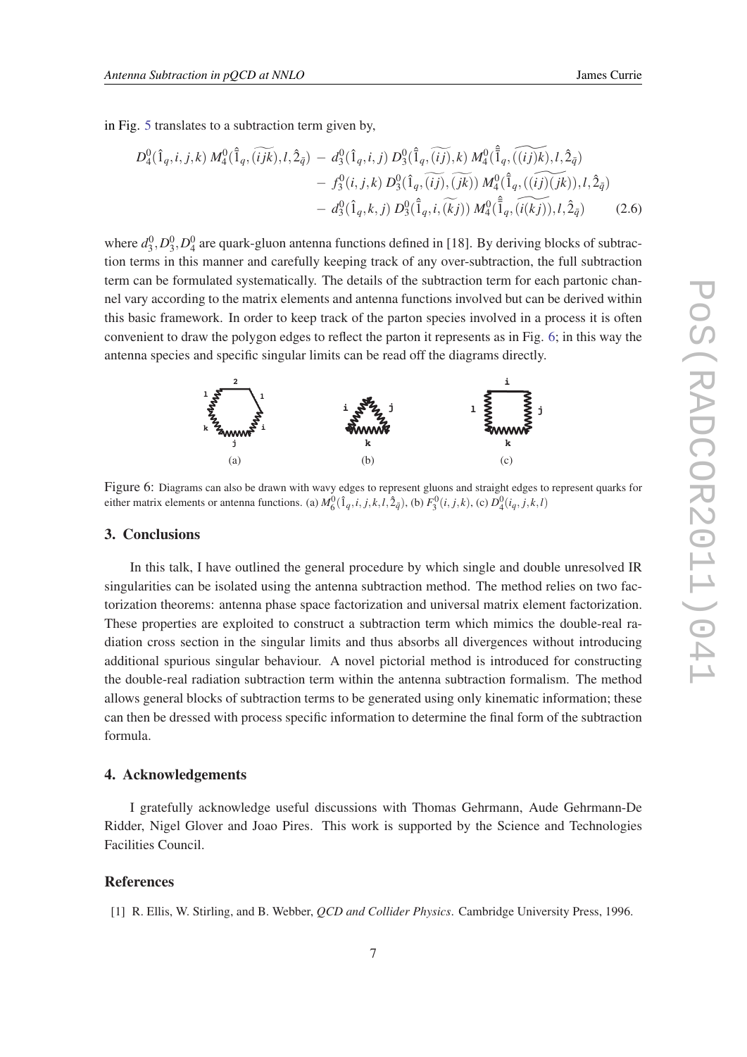in Fig. 5 translates to a subtraction term given by,

$$
\begin{aligned}
D_4^0(\hat{1}_q,i,j,k)\, M_4^0(\hat{\bar{1}}_q,\widetilde{(ijk)},l,\hat{2}_{\bar{q}}) \;-\; & d_3^0(\hat{1}_q,i,j)\, D_3^0(\hat{\bar{1}}_q,\widetilde{(ij)},k)\, M_4^0(\hat{\bar{\bar{1}}}_q,\widetilde{(\widetilde{(ij)}k)},l,\hat{2}_{\bar{q}}) \\
& -\; f_3^0(i,j,k)\, D_3^0(\hat{1}_q,\widetilde{(ij)},\widetilde{(jk)})\, M_4^0(\hat{\bar{1}}_q,(\widetilde{\widetilde{(ij)}\widetilde{(jk)}}),l,\hat{2}_{\bar{q}}) \\
& -\; d_3^0(\hat{1}_q,k,j)\, D_3^0(\hat{\bar{1}}_q,i,\widetilde{(kj)})\, M_4^0(\hat{\bar{\bar{1}}}_q,\widetilde{(i\widetilde{(kj)})},l,\hat{2}_{\bar{q}}) \qquad (2.6)
\end{aligned}
$$

where $d_3^0, D_3^0, D_4^0$ are quark-gluon antenna functions defined in [18]. By deriving blocks of subtraction terms in this manner and carefully keeping track of any over-subtraction, the full subtraction term can be formulated systematically. The details of the subtraction term for each partonic channel vary according to the matrix elements and antenna functions involved but can be derived within this basic framework. In order to keep track of the parton species involved in a process it is often convenient to draw the polygon edges to reflect the parton it represents as in Fig. 6; in this way the antenna species and specific singular limits can be read off the diagrams directly.

Figure 6: Diagrams can also be drawn with wavy edges to represent gluons and straight edges to represent quarks for either matrix elements or antenna functions. (a) $M_6^0(\hat{1}_q,i,j,k,l,\hat{2}_{\bar{q}})$, (b) $F_3^0(i,j,k)$, (c) $D_4^0(i_q,j,k,l)$

## 3. Conclusions

In this talk, I have outlined the general procedure by which single and double unresolved IR singularities can be isolated using the antenna subtraction method. The method relies on two factorization theorems: antenna phase space factorization and universal matrix element factorization. These properties are exploited to construct a subtraction term which mimics the double-real radiation cross section in the singular limits and thus absorbs all divergences without introducing additional spurious singular behaviour. A novel pictorial method is introduced for constructing the double-real radiation subtraction term within the antenna subtraction formalism. The method allows general blocks of subtraction terms to be generated using only kinematic information; these can then be dressed with process specific information to determine the final form of the subtraction formula.

## 4. Acknowledgements

I gratefully acknowledge useful discussions with Thomas Gehrmann, Aude Gehrmann-De Ridder, Nigel Glover and Joao Pires. This work is supported by the Science and Technologies Facilities Council.

## References

[1] R. Ellis, W. Stirling, and B. Webber, *QCD and Collider Physics*. Cambridge University Press, 1996.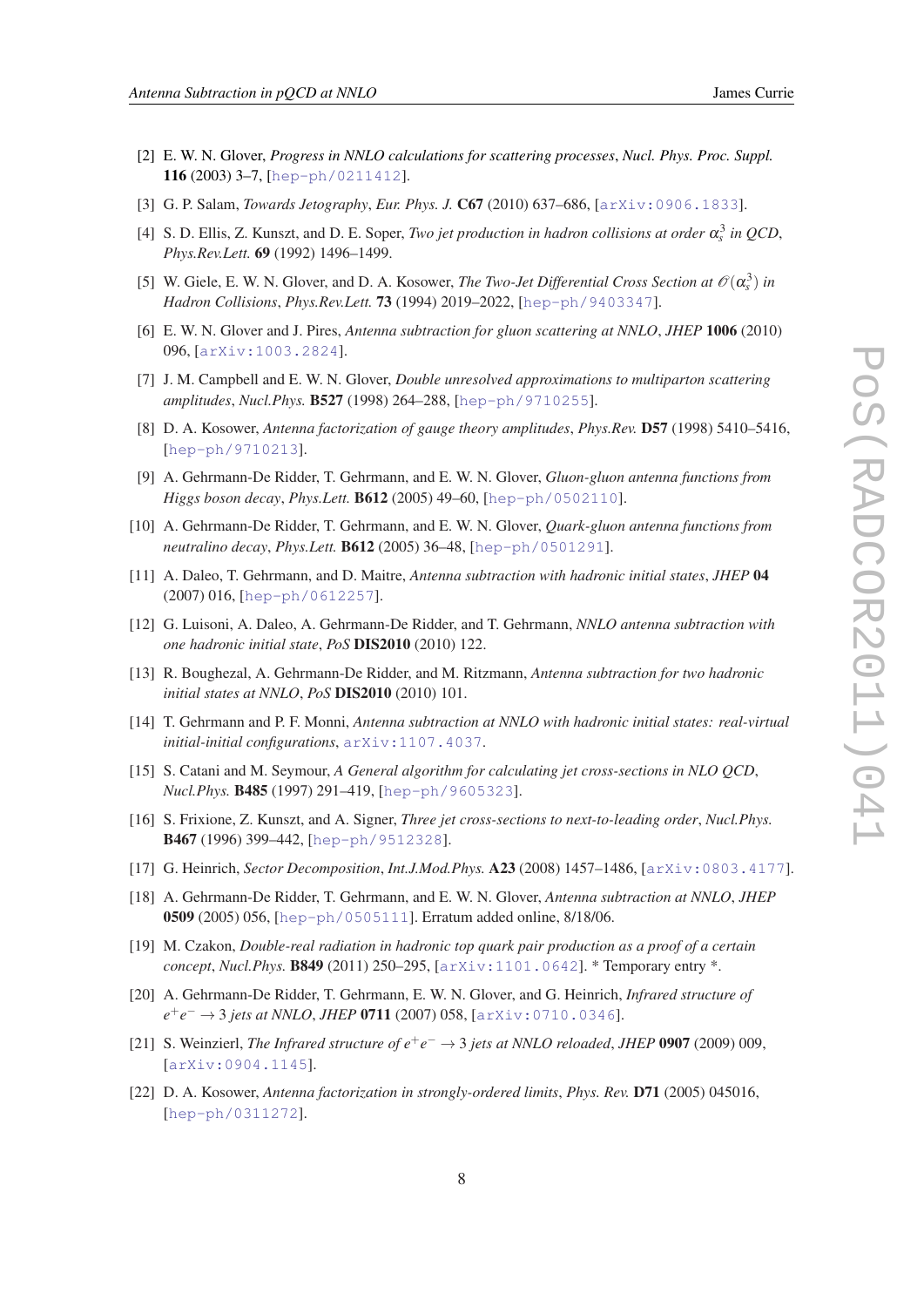[2] E. W. N. Glover, *Progress in NNLO calculations for scattering processes*, *Nucl. Phys. Proc. Suppl.* **116** (2003) 3–7, [hep-ph/0211412].

[3] G. P. Salam, *Towards Jetography*, *Eur. Phys. J.* **C67** (2010) 637–686, [arXiv:0906.1833].

[4] S. D. Ellis, Z. Kunszt, and D. E. Soper, *Two jet production in hadron collisions at order $\alpha_s^3$ in QCD*, *Phys.Rev.Lett.* **69** (1992) 1496–1499.

[5] W. Giele, E. W. N. Glover, and D. A. Kosower, *The Two-Jet Differential Cross Section at $\mathcal{O}(\alpha_s^3)$ in Hadron Collisions*, *Phys.Rev.Lett.* **73** (1994) 2019–2022, [hep-ph/9403347].

[6] E. W. N. Glover and J. Pires, *Antenna subtraction for gluon scattering at NNLO*, *JHEP* **1006** (2010) 096, [arXiv:1003.2824].

[7] J. M. Campbell and E. W. N. Glover, *Double unresolved approximations to multiparton scattering amplitudes*, *Nucl.Phys.* **B527** (1998) 264–288, [hep-ph/9710255].

[8] D. A. Kosower, *Antenna factorization of gauge theory amplitudes*, *Phys.Rev.* **D57** (1998) 5410–5416, [hep-ph/9710213].

[9] A. Gehrmann-De Ridder, T. Gehrmann, and E. W. N. Glover, *Gluon-gluon antenna functions from Higgs boson decay*, *Phys.Lett.* **B612** (2005) 49–60, [hep-ph/0502110].

[10] A. Gehrmann-De Ridder, T. Gehrmann, and E. W. N. Glover, *Quark-gluon antenna functions from neutralino decay*, *Phys.Lett.* **B612** (2005) 36–48, [hep-ph/0501291].

[11] A. Daleo, T. Gehrmann, and D. Maitre, *Antenna subtraction with hadronic initial states*, *JHEP* **04** (2007) 016, [hep-ph/0612257].

[12] G. Luisoni, A. Daleo, A. Gehrmann-De Ridder, and T. Gehrmann, *NNLO antenna subtraction with one hadronic initial state*, *PoS* **DIS2010** (2010) 122.

[13] R. Boughezal, A. Gehrmann-De Ridder, and M. Ritzmann, *Antenna subtraction for two hadronic initial states at NNLO*, *PoS* **DIS2010** (2010) 101.

[14] T. Gehrmann and P. F. Monni, *Antenna subtraction at NNLO with hadronic initial states: real-virtual initial-initial configurations*, arXiv:1107.4037.

[15] S. Catani and M. Seymour, *A General algorithm for calculating jet cross-sections in NLO QCD*, *Nucl.Phys.* **B485** (1997) 291–419, [hep-ph/9605323].

[16] S. Frixione, Z. Kunszt, and A. Signer, *Three jet cross-sections to next-to-leading order*, *Nucl.Phys.* **B467** (1996) 399–442, [hep-ph/9512328].

[17] G. Heinrich, *Sector Decomposition*, *Int.J.Mod.Phys.* **A23** (2008) 1457–1486, [arXiv:0803.4177].

[18] A. Gehrmann-De Ridder, T. Gehrmann, and E. W. N. Glover, *Antenna subtraction at NNLO*, *JHEP* **0509** (2005) 056, [hep-ph/0505111]. Erratum added online, 8/18/06.

[19] M. Czakon, *Double-real radiation in hadronic top quark pair production as a proof of a certain concept*, *Nucl.Phys.* **B849** (2011) 250–295, [arXiv:1101.0642]. * Temporary entry *.

[20] A. Gehrmann-De Ridder, T. Gehrmann, E. W. N. Glover, and G. Heinrich, *Infrared structure of $e^+e^- \to 3$ jets at NNLO*, *JHEP* **0711** (2007) 058, [arXiv:0710.0346].

[21] S. Weinzierl, *The Infrared structure of $e^+e^- \to 3$ jets at NNLO reloaded*, *JHEP* **0907** (2009) 009, [arXiv:0904.1145].

[22] D. A. Kosower, *Antenna factorization in strongly-ordered limits*, *Phys. Rev.* **D71** (2005) 045016, [hep-ph/0311272].